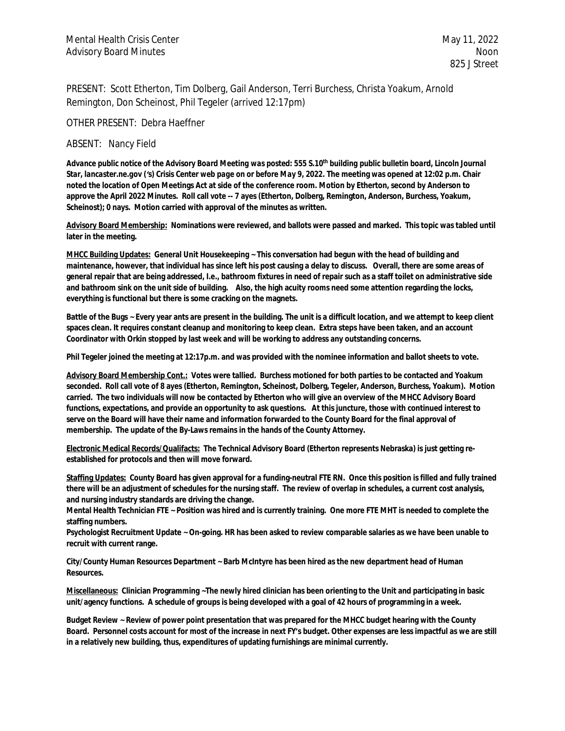Mental Health Crisis Center
Advisory Board Minutes

May 11, 2022
Noon
825 J Street

PRESENT: Scott Etherton, Tim Dolberg, Gail Anderson, Terri Burchess, Christa Yoakum, Arnold Remington, Don Scheinost, Phil Tegeler (arrived 12:17pm)

OTHER PRESENT: Debra Haeffner

ABSENT: Nancy Field

**Advance public notice of the Advisory Board Meeting was posted: 555 S.10th building public bulletin board, Lincoln Journal Star, lancaster.ne.gov ('s) Crisis Center web page on or before May 9, 2022. The meeting was opened at 12:02 p.m. Chair noted the location of Open Meetings Act at side of the conference room. Motion by Etherton, second by Anderson to approve the April 2022 Minutes. Roll call vote -- 7 ayes (Etherton, Dolberg, Remington, Anderson, Burchess, Yoakum, Scheinost); 0 nays. Motion carried with approval of the minutes as written.**

**<u>Advisory Board Membership:</u> Nominations were reviewed, and ballots were passed and marked. This topic was tabled until later in the meeting.**

**<u>MHCC Building Updates:</u> General Unit Housekeeping ~ This conversation had begun with the head of building and maintenance, however, that individual has since left his post causing a delay to discuss. Overall, there are some areas of general repair that are being addressed, I.e., bathroom fixtures in need of repair such as a staff toilet on administrative side and bathroom sink on the unit side of building. Also, the high acuity rooms need some attention regarding the locks, everything is functional but there is some cracking on the magnets.**

**Battle of the Bugs ~ Every year ants are present in the building. The unit is a difficult location, and we attempt to keep client spaces clean. It requires constant cleanup and monitoring to keep clean. Extra steps have been taken, and an account Coordinator with Orkin stopped by last week and will be working to address any outstanding concerns.**

**Phil Tegeler joined the meeting at 12:17p.m. and was provided with the nominee information and ballot sheets to vote.**

**<u>Advisory Board Membership Cont.:</u> Votes were tallied. Burchess motioned for both parties to be contacted and Yoakum seconded. Roll call vote of 8 ayes (Etherton, Remington, Scheinost, Dolberg, Tegeler, Anderson, Burchess, Yoakum). Motion carried. The two individuals will now be contacted by Etherton who will give an overview of the MHCC Advisory Board functions, expectations, and provide an opportunity to ask questions. At this juncture, those with continued interest to serve on the Board will have their name and information forwarded to the County Board for the final approval of membership. The update of the By-Laws remains in the hands of the County Attorney.**

**<u>Electronic Medical Records/Qualifacts:</u> The Technical Advisory Board (Etherton represents Nebraska) is just getting re-established for protocols and then will move forward.**

**<u>Staffing Updates:</u> County Board has given approval for a funding-neutral FTE RN. Once this position is filled and fully trained there will be an adjustment of schedules for the nursing staff. The review of overlap in schedules, a current cost analysis, and nursing industry standards are driving the change.**
**Mental Health Technician FTE ~ Position was hired and is currently training. One more FTE MHT is needed to complete the staffing numbers.**
**Psychologist Recruitment Update ~ On-going. HR has been asked to review comparable salaries as we have been unable to recruit with current range.**

**City/County Human Resources Department ~ Barb McIntyre has been hired as the new department head of Human Resources.**

**<u>Miscellaneous:</u> Clinician Programming ~The newly hired clinician has been orienting to the Unit and participating in basic unit/agency functions. A schedule of groups is being developed with a goal of 42 hours of programming in a week.**

**Budget Review ~ Review of power point presentation that was prepared for the MHCC budget hearing with the County Board. Personnel costs account for most of the increase in next FY's budget. Other expenses are less impactful as we are still in a relatively new building, thus, expenditures of updating furnishings are minimal currently.**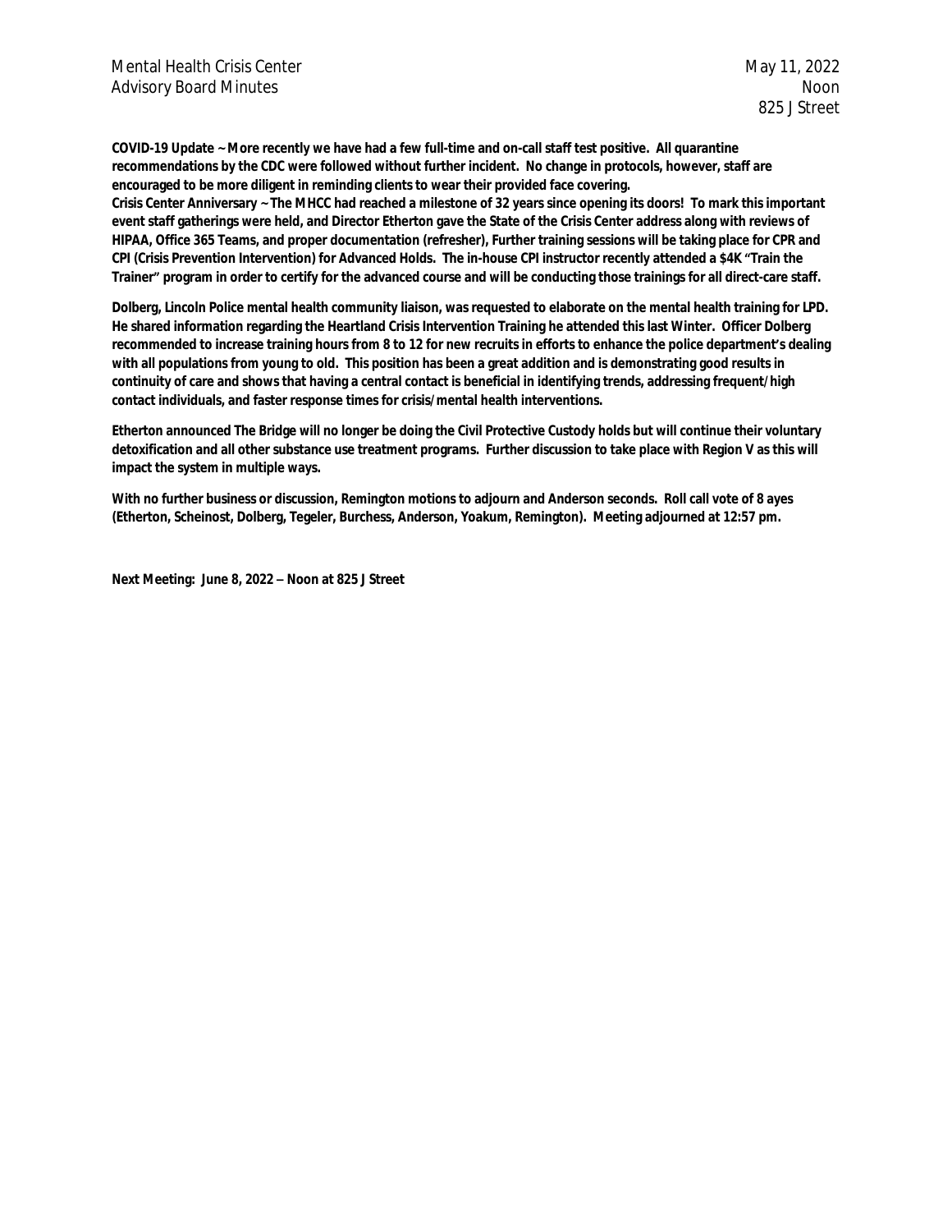**COVID-19 Update ~ More recently we have had a few full-time and on-call staff test positive. All quarantine recommendations by the CDC were followed without further incident. No change in protocols, however, staff are encouraged to be more diligent in reminding clients to wear their provided face covering.**
**Crisis Center Anniversary ~ The MHCC had reached a milestone of 32 years since opening its doors! To mark this important event staff gatherings were held, and Director Etherton gave the State of the Crisis Center address along with reviews of HIPAA, Office 365 Teams, and proper documentation (refresher), Further training sessions will be taking place for CPR and CPI (Crisis Prevention Intervention) for Advanced Holds. The in-house CPI instructor recently attended a $4K "Train the Trainer" program in order to certify for the advanced course and will be conducting those trainings for all direct-care staff.**

**Dolberg, Lincoln Police mental health community liaison, was requested to elaborate on the mental health training for LPD. He shared information regarding the Heartland Crisis Intervention Training he attended this last Winter. Officer Dolberg recommended to increase training hours from 8 to 12 for new recruits in efforts to enhance the police department's dealing with all populations from young to old. This position has been a great addition and is demonstrating good results in continuity of care and shows that having a central contact is beneficial in identifying trends, addressing frequent/high contact individuals, and faster response times for crisis/mental health interventions.**

**Etherton announced The Bridge will no longer be doing the Civil Protective Custody holds but will continue their voluntary detoxification and all other substance use treatment programs. Further discussion to take place with Region V as this will impact the system in multiple ways.**

**With no further business or discussion, Remington motions to adjourn and Anderson seconds. Roll call vote of 8 ayes (Etherton, Scheinost, Dolberg, Tegeler, Burchess, Anderson, Yoakum, Remington). Meeting adjourned at 12:57 pm.**

**Next Meeting: June 8, 2022 – Noon at 825 J Street**